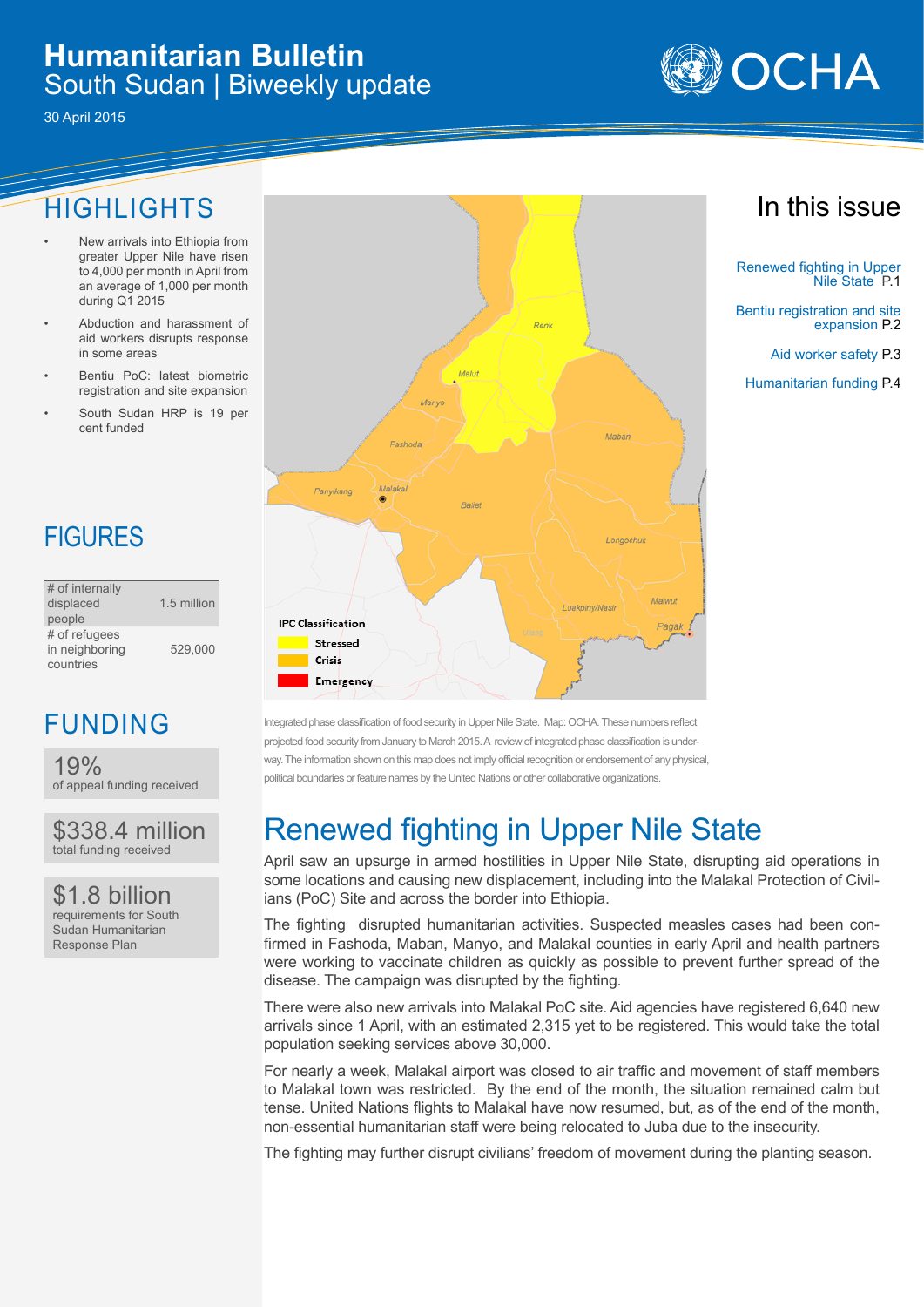# Humanitarian Bulletin
South Sudan | Biweekly update

30 April 2015

## HIGHLIGHTS

- New arrivals into Ethiopia from greater Upper Nile have risen to 4,000 per month in April from an average of 1,000 per month during Q1 2015
- Abduction and harassment of aid workers disrupts response in some areas
- Bentiu PoC: latest biometric registration and site expansion
- South Sudan HRP is 19 per cent funded

## FIGURES

| | |
|---|---|
| # of internally displaced people | 1.5 million |
| # of refugees in neighboring countries | 529,000 |

## FUNDING

**19%**
of appeal funding received

**$338.4 million**
total funding received

**$1.8 billion**
requirements for South Sudan Humanitarian Response Plan

## In this issue

Renewed fighting in Upper Nile State P.1

Bentiu registration and site expansion P.2

Aid worker safety P.3

Humanitarian funding P.4

Integrated phase classification of food security in Upper Nile State. Map: OCHA. These numbers reflect projected food security from January to March 2015. A review of integrated phase classification is underway. The information shown on this map does not imply official recognition or endorsement of any physical, political boundaries or feature names by the United Nations or other collaborative organizations.

## Renewed fighting in Upper Nile State

April saw an upsurge in armed hostilities in Upper Nile State, disrupting aid operations in some locations and causing new displacement, including into the Malakal Protection of Civilians (PoC) Site and across the border into Ethiopia.

The fighting disrupted humanitarian activities. Suspected measles cases had been confirmed in Fashoda, Maban, Manyo, and Malakal counties in early April and health partners were working to vaccinate children as quickly as possible to prevent further spread of the disease. The campaign was disrupted by the fighting.

There were also new arrivals into Malakal PoC site. Aid agencies have registered 6,640 new arrivals since 1 April, with an estimated 2,315 yet to be registered. This would take the total population seeking services above 30,000.

For nearly a week, Malakal airport was closed to air traffic and movement of staff members to Malakal town was restricted. By the end of the month, the situation remained calm but tense. United Nations flights to Malakal have now resumed, but, as of the end of the month, non-essential humanitarian staff were being relocated to Juba due to the insecurity.

The fighting may further disrupt civilians' freedom of movement during the planting season.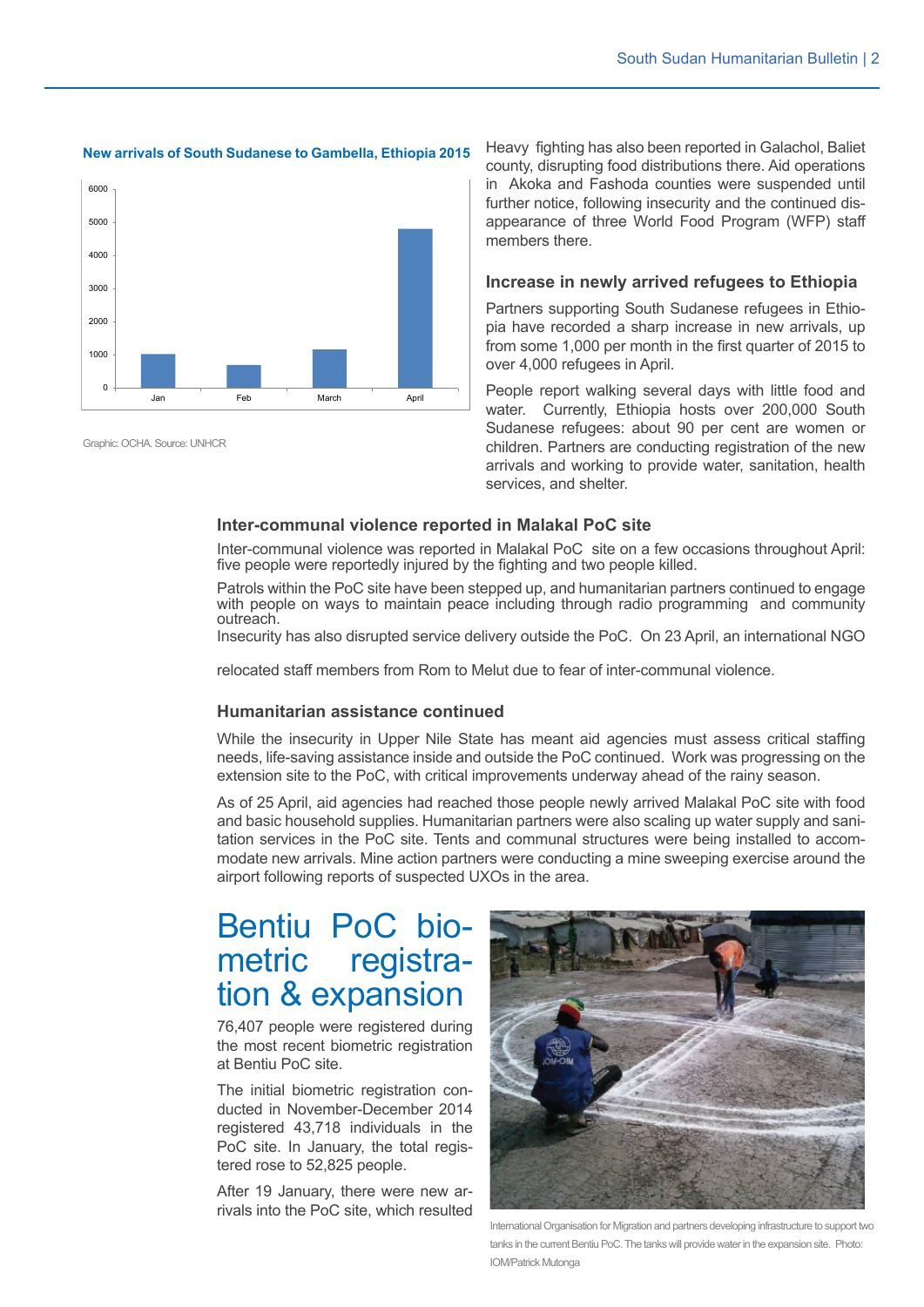**New arrivals of South Sudanese to Gambella, Ethiopia 2015**

Graphic: OCHA. Source: UNHCR

Heavy fighting has also been reported in Galachol, Baliet county, disrupting food distributions there. Aid operations in Akoka and Fashoda counties were suspended until further notice, following insecurity and the continued disappearance of three World Food Program (WFP) staff members there.

### Increase in newly arrived refugees to Ethiopia

Partners supporting South Sudanese refugees in Ethiopia have recorded a sharp increase in new arrivals, up from some 1,000 per month in the first quarter of 2015 to over 4,000 refugees in April.

People report walking several days with little food and water. Currently, Ethiopia hosts over 200,000 South Sudanese refugees: about 90 per cent are women or children. Partners are conducting registration of the new arrivals and working to provide water, sanitation, health services, and shelter.

### Inter-communal violence reported in Malakal PoC site

Inter-communal violence was reported in Malakal PoC site on a few occasions throughout April: five people were reportedly injured by the fighting and two people killed.

Patrols within the PoC site have been stepped up, and humanitarian partners continued to engage with people on ways to maintain peace including through radio programming and community outreach.

Insecurity has also disrupted service delivery outside the PoC. On 23 April, an international NGO relocated staff members from Rom to Melut due to fear of inter-communal violence.

### Humanitarian assistance continued

While the insecurity in Upper Nile State has meant aid agencies must assess critical staffing needs, life-saving assistance inside and outside the PoC continued. Work was progressing on the extension site to the PoC, with critical improvements underway ahead of the rainy season.

As of 25 April, aid agencies had reached those people newly arrived Malakal PoC site with food and basic household supplies. Humanitarian partners were also scaling up water supply and sanitation services in the PoC site. Tents and communal structures were being installed to accommodate new arrivals. Mine action partners were conducting a mine sweeping exercise around the airport following reports of suspected UXOs in the area.

## Bentiu PoC biometric registration & expansion

76,407 people were registered during the most recent biometric registration at Bentiu PoC site.

The initial biometric registration conducted in November-December 2014 registered 43,718 individuals in the PoC site. In January, the total registered rose to 52,825 people.

After 19 January, there were new arrivals into the PoC site, which resulted

International Organisation for Migration and partners developing infrastructure to support two tanks in the current Bentiu PoC. The tanks will provide water in the expansion site. Photo: IOM/Patrick Mutonga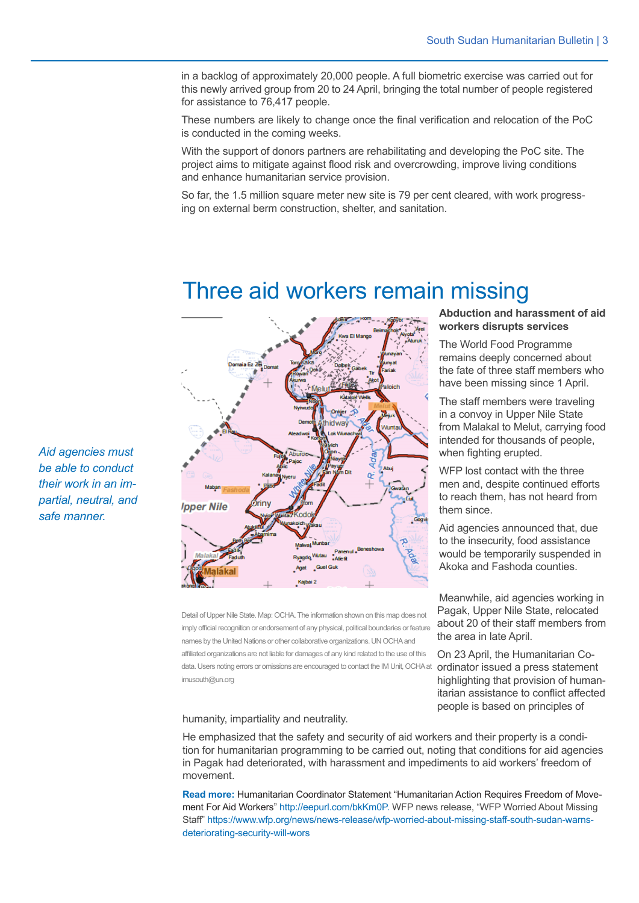in a backlog of approximately 20,000 people. A full biometric exercise was carried out for this newly arrived group from 20 to 24 April, bringing the total number of people registered for assistance to 76,417 people.

These numbers are likely to change once the final verification and relocation of the PoC is conducted in the coming weeks.

With the support of donors partners are rehabilitating and developing the PoC site. The project aims to mitigate against flood risk and overcrowding, improve living conditions and enhance humanitarian service provision.

So far, the 1.5 million square meter new site is 79 per cent cleared, with work progressing on external berm construction, shelter, and sanitation.

# Three aid workers remain missing

*Aid agencies must be able to conduct their work in an impartial, neutral, and safe manner.*

Detail of Upper Nile State. Map: OCHA. The information shown on this map does not imply official recognition or endorsement of any physical, political boundaries or feature names by the United Nations or other collaborative organizations. UN OCHA and affiliated organizations are not liable for damages of any kind related to the use of this data. Users noting errors or omissions are encouraged to contact the IM Unit, OCHA at imusouth@un.org

**Abduction and harassment of aid workers disrupts services**

The World Food Programme remains deeply concerned about the fate of three staff members who have been missing since 1 April.

The staff members were traveling in a convoy in Upper Nile State from Malakal to Melut, carrying food intended for thousands of people, when fighting erupted.

WFP lost contact with the three men and, despite continued efforts to reach them, has not heard from them since.

Aid agencies announced that, due to the insecurity, food assistance would be temporarily suspended in Akoka and Fashoda counties.

Meanwhile, aid agencies working in Pagak, Upper Nile State, relocated about 20 of their staff members from the area in late April.

On 23 April, the Humanitarian Coordinator issued a press statement highlighting that provision of humanitarian assistance to conflict affected people is based on principles of humanity, impartiality and neutrality.

He emphasized that the safety and security of aid workers and their property is a condition for humanitarian programming to be carried out, noting that conditions for aid agencies in Pagak had deteriorated, with harassment and impediments to aid workers' freedom of movement.

**Read more:** Humanitarian Coordinator Statement "Humanitarian Action Requires Freedom of Movement For Aid Workers" http://eepurl.com/bkKm0P. WFP news release, "WFP Worried About Missing Staff" https://www.wfp.org/news/news-release/wfp-worried-about-missing-staff-south-sudan-warns-deteriorating-security-will-wors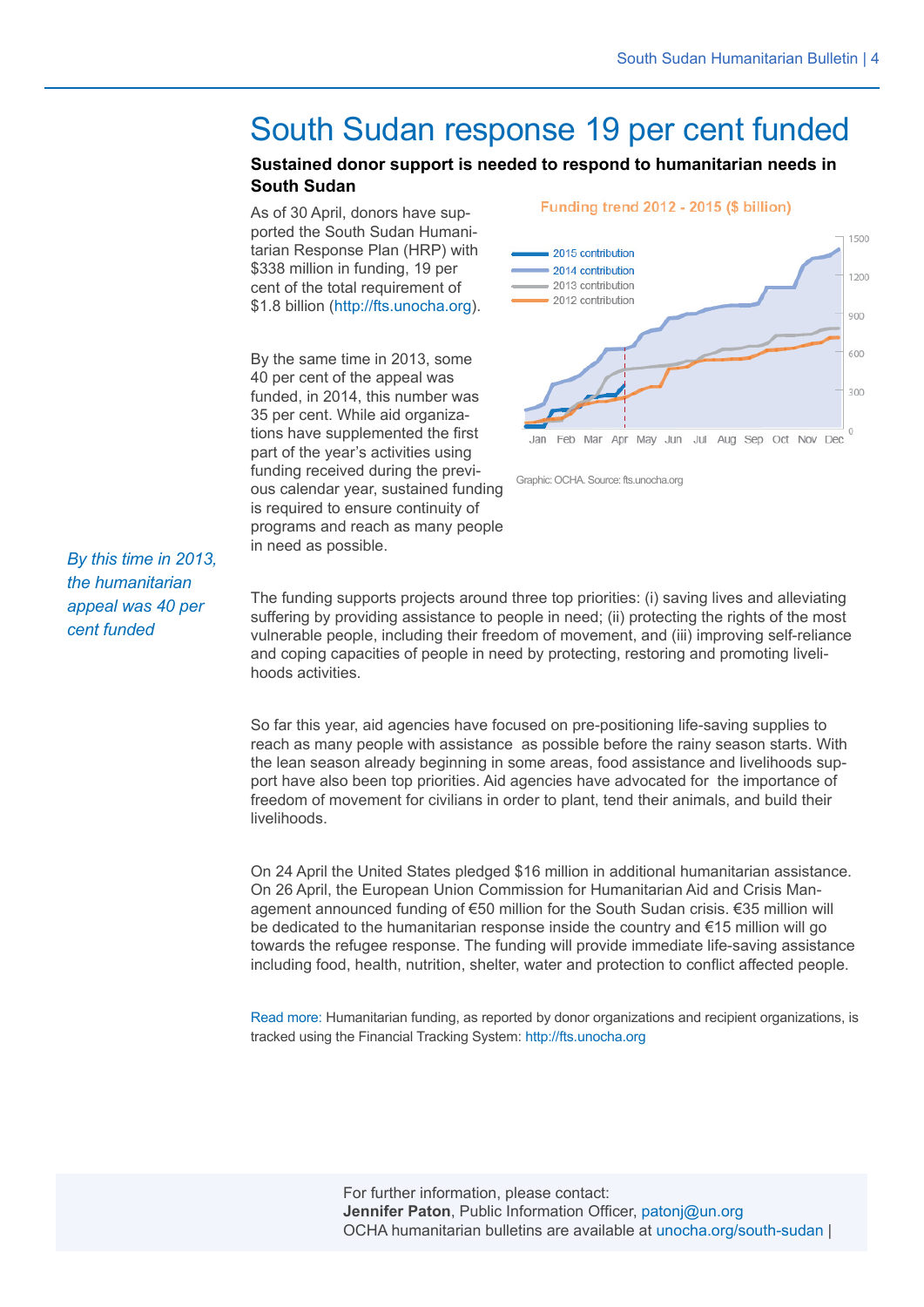# South Sudan response 19 per cent funded

**Sustained donor support is needed to respond to humanitarian needs in South Sudan**

As of 30 April, donors have supported the South Sudan Humanitarian Response Plan (HRP) with $338 million in funding, 19 per cent of the total requirement of $1.8 billion (http://fts.unocha.org).

By the same time in 2013, some 40 per cent of the appeal was funded, in 2014, this number was 35 per cent. While aid organizations have supplemented the first part of the year's activities using funding received during the previous calendar year, sustained funding is required to ensure continuity of programs and reach as many people in need as possible.

Funding trend 2012 - 2015 ($ billion)

2015 contribution
2014 contribution
2013 contribution
2012 contribution

1500
1200
900
600
300
0

Jan Feb Mar Apr May Jun Jul Aug Sep Oct Nov Dec

Graphic: OCHA. Source: fts.unocha.org

*By this time in 2013, the humanitarian appeal was 40 per cent funded*

The funding supports projects around three top priorities: (i) saving lives and alleviating suffering by providing assistance to people in need; (ii) protecting the rights of the most vulnerable people, including their freedom of movement, and (iii) improving self-reliance and coping capacities of people in need by protecting, restoring and promoting livelihoods activities.

So far this year, aid agencies have focused on pre-positioning life-saving supplies to reach as many people with assistance as possible before the rainy season starts. With the lean season already beginning in some areas, food assistance and livelihoods support have also been top priorities. Aid agencies have advocated for the importance of freedom of movement for civilians in order to plant, tend their animals, and build their livelihoods.

On 24 April the United States pledged $16 million in additional humanitarian assistance. On 26 April, the European Union Commission for Humanitarian Aid and Crisis Management announced funding of €50 million for the South Sudan crisis. €35 million will be dedicated to the humanitarian response inside the country and €15 million will go towards the refugee response. The funding will provide immediate life-saving assistance including food, health, nutrition, shelter, water and protection to conflict affected people.

Read more: Humanitarian funding, as reported by donor organizations and recipient organizations, is tracked using the Financial Tracking System: http://fts.unocha.org

For further information, please contact:
**Jennifer Paton**, Public Information Officer, patonj@un.org
OCHA humanitarian bulletins are available at unocha.org/south-sudan |